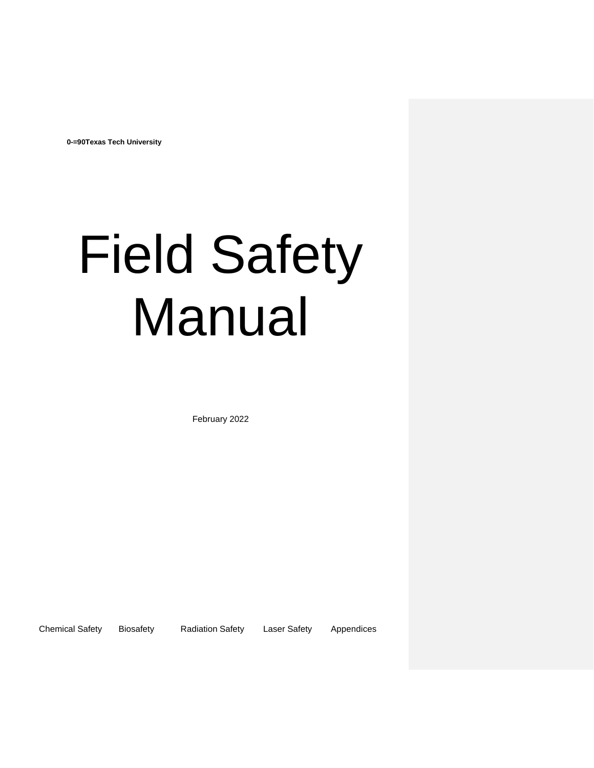**0-=90Texas Tech University**

# Field Safety Manual

February 2022

Chemical Safety Biosafety Radiation Safety Laser Safety Appendices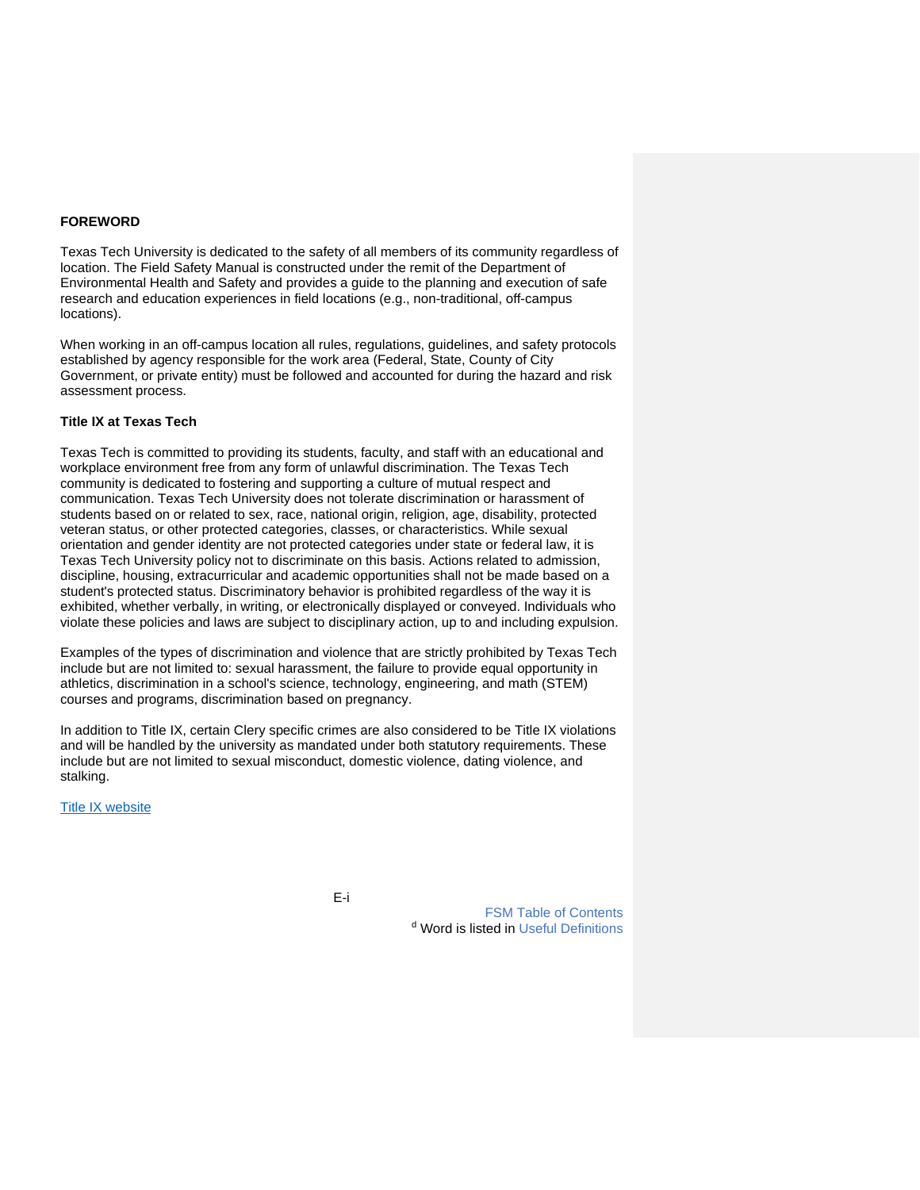## FOREWORD

Texas Tech University is dedicated to the safety of all members of its community regardless of location. The Field Safety Manual is constructed under the remit of the Department of Environmental Health and Safety and provides a guide to the planning and execution of safe research and education experiences in field locations (e.g., non-traditional, off-campus locations).

When working in an off-campus location all rules, regulations, guidelines, and safety protocols established by agency responsible for the work area (Federal, State, County of City Government, or private entity) must be followed and accounted for during the hazard and risk assessment process.

### Title IX at Texas Tech

Texas Tech is committed to providing its students, faculty, and staff with an educational and workplace environment free from any form of unlawful discrimination. The Texas Tech community is dedicated to fostering and supporting a culture of mutual respect and communication. Texas Tech University does not tolerate discrimination or harassment of students based on or related to sex, race, national origin, religion, age, disability, protected veteran status, or other protected categories, classes, or characteristics. While sexual orientation and gender identity are not protected categories under state or federal law, it is Texas Tech University policy not to discriminate on this basis. Actions related to admission, discipline, housing, extracurricular and academic opportunities shall not be made based on a student's protected status. Discriminatory behavior is prohibited regardless of the way it is exhibited, whether verbally, in writing, or electronically displayed or conveyed. Individuals who violate these policies and laws are subject to disciplinary action, up to and including expulsion.

Examples of the types of discrimination and violence that are strictly prohibited by Texas Tech include but are not limited to: sexual harassment, the failure to provide equal opportunity in athletics, discrimination in a school's science, technology, engineering, and math (STEM) courses and programs, discrimination based on pregnancy.

In addition to Title IX, certain Clery specific crimes are also considered to be Title IX violations and will be handled by the university as mandated under both statutory requirements. These include but are not limited to sexual misconduct, domestic violence, dating violence, and stalking.

Title IX website

FSM Table of Contents

[d] Word is listed in Useful Definitions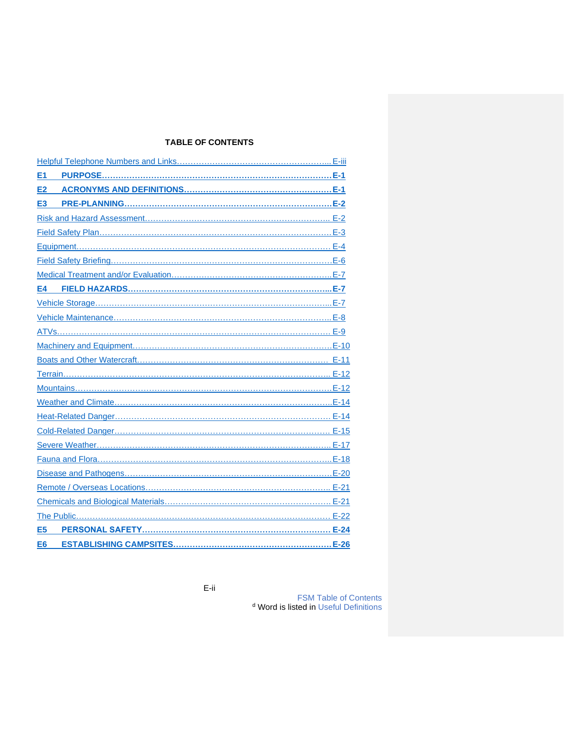**TABLE OF CONTENTS**

Helpful Telephone Numbers and Links........................................................ E-iii

**E1 PURPOSE**.................................................................................. **E-1**

**E2 ACRONYMS AND DEFINITIONS**.................................................... **E-1**

**E3 PRE-PLANNING**........................................................................... **E-2**

Risk and Hazard Assessment.................................................................... E-2

Field Safety Plan...................................................................................... E-3

Equipment.............................................................................................. E-4

Field Safety Briefing.................................................................................E-6

Medical Treatment and/or Evaluation........................................................E-7

**E4 FIELD HAZARDS**.......................................................................... **E-7**

Vehicle Storage........................................................................................E-7

Vehicle Maintenance................................................................................E-8

ATVs...................................................................................................... E-9

Machinery and Equipment........................................................................E-10

Boats and Other Watercraft.................................................................... E-11

Terrain................................................................................................... E-12

Mountains...............................................................................................E-12

Weather and Climate...............................................................................E-14

Heat-Related Danger.............................................................................. E-14

Cold-Related Danger.............................................................................. E-15

Severe Weather...................................................................................... E-17

Fauna and Flora......................................................................................E-18

Disease and Pathogens...........................................................................E-20

Remote / Overseas Locations.................................................................. E-21

Chemicals and Biological Materials.......................................................... E-21

The Public.............................................................................................. E-22

**E5 PERSONAL SAFETY**.................................................................... **E-24**

**E6 ESTABLISHING CAMPSITES**........................................................ **E-26**

FSM Table of Contents

[d] Word is listed in Useful Definitions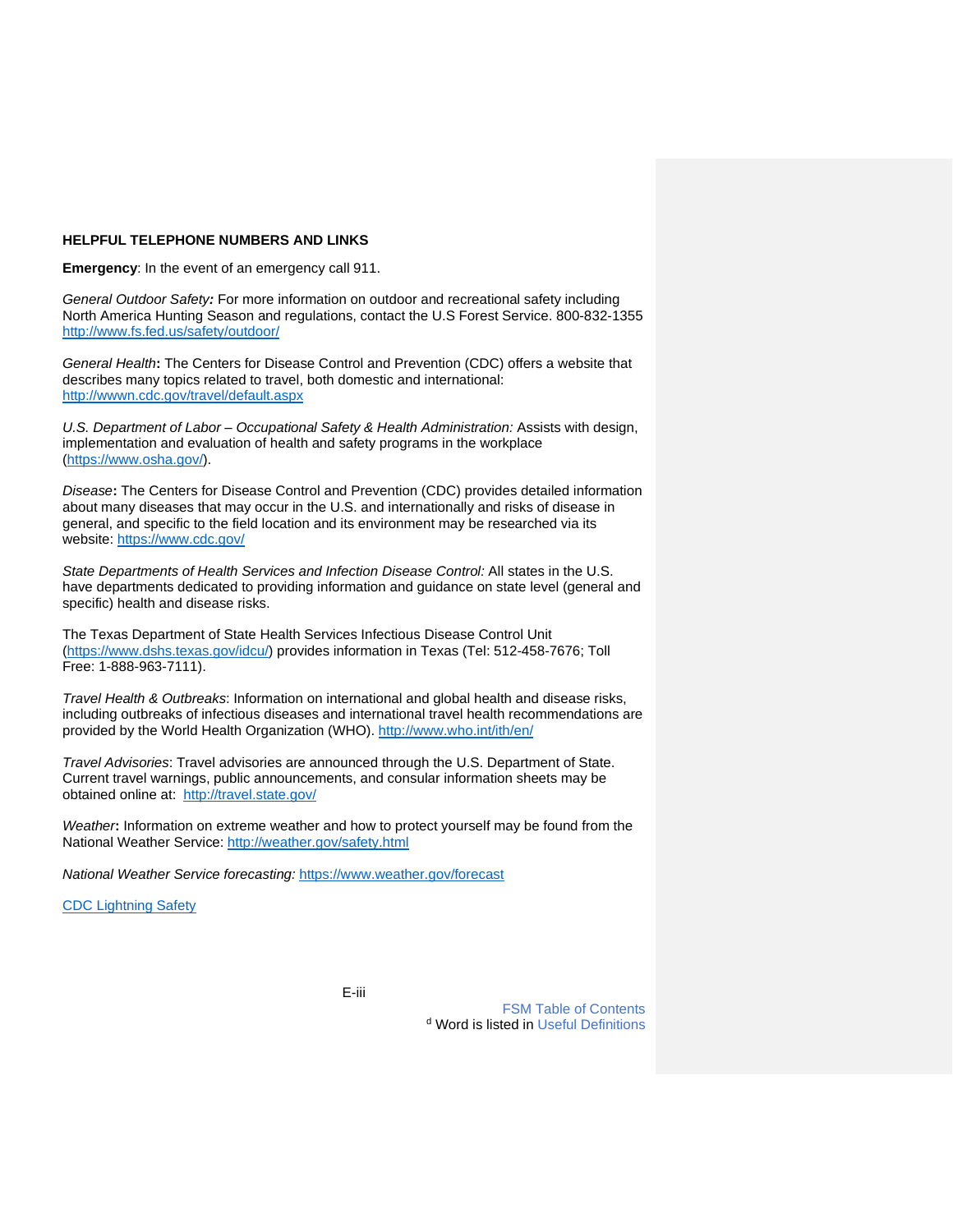## HELPFUL TELEPHONE NUMBERS AND LINKS

**Emergency**: In the event of an emergency call 911.

*General Outdoor Safety:* For more information on outdoor and recreational safety including North America Hunting Season and regulations, contact the U.S Forest Service. 800-832-1355 http://www.fs.fed.us/safety/outdoor/

*General Health***:** The Centers for Disease Control and Prevention (CDC) offers a website that describes many topics related to travel, both domestic and international: http://wwwn.cdc.gov/travel/default.aspx

*U.S. Department of Labor – Occupational Safety & Health Administration:* Assists with design, implementation and evaluation of health and safety programs in the workplace (https://www.osha.gov/).

*Disease***:** The Centers for Disease Control and Prevention (CDC) provides detailed information about many diseases that may occur in the U.S. and internationally and risks of disease in general, and specific to the field location and its environment may be researched via its website: https://www.cdc.gov/

*State Departments of Health Services and Infection Disease Control:* All states in the U.S. have departments dedicated to providing information and guidance on state level (general and specific) health and disease risks.

The Texas Department of State Health Services Infectious Disease Control Unit (https://www.dshs.texas.gov/idcu/) provides information in Texas (Tel: 512-458-7676; Toll Free: 1-888-963-7111).

*Travel Health & Outbreaks*: Information on international and global health and disease risks, including outbreaks of infectious diseases and international travel health recommendations are provided by the World Health Organization (WHO). http://www.who.int/ith/en/

*Travel Advisories*: Travel advisories are announced through the U.S. Department of State. Current travel warnings, public announcements, and consular information sheets may be obtained online at: http://travel.state.gov/

*Weather***:** Information on extreme weather and how to protect yourself may be found from the National Weather Service: http://weather.gov/safety.html

*National Weather Service forecasting:* https://www.weather.gov/forecast

CDC Lightning Safety

FSM Table of Contents
[d] Word is listed in Useful Definitions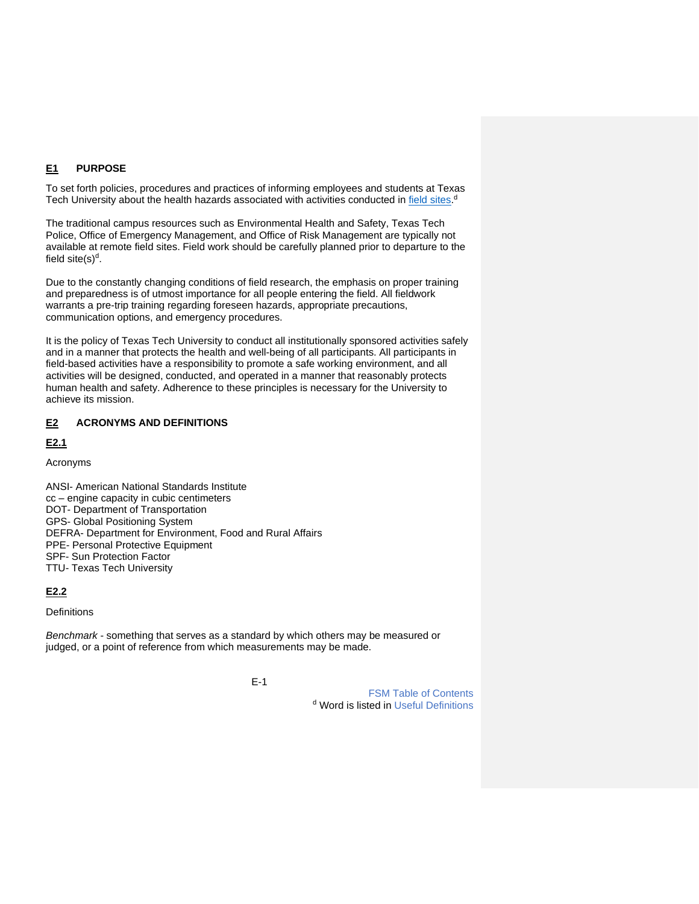## E1 PURPOSE

To set forth policies, procedures and practices of informing employees and students at Texas Tech University about the health hazards associated with activities conducted in field sites.[d]

The traditional campus resources such as Environmental Health and Safety, Texas Tech Police, Office of Emergency Management, and Office of Risk Management are typically not available at remote field sites. Field work should be carefully planned prior to departure to the field site(s)[d].

Due to the constantly changing conditions of field research, the emphasis on proper training and preparedness is of utmost importance for all people entering the field. All fieldwork warrants a pre-trip training regarding foreseen hazards, appropriate precautions, communication options, and emergency procedures.

It is the policy of Texas Tech University to conduct all institutionally sponsored activities safely and in a manner that protects the health and well-being of all participants. All participants in field-based activities have a responsibility to promote a safe working environment, and all activities will be designed, conducted, and operated in a manner that reasonably protects human health and safety. Adherence to these principles is necessary for the University to achieve its mission.

## E2 ACRONYMS AND DEFINITIONS

### E2.1

Acronyms

ANSI- American National Standards Institute
cc – engine capacity in cubic centimeters
DOT- Department of Transportation
GPS- Global Positioning System
DEFRA- Department for Environment, Food and Rural Affairs
PPE- Personal Protective Equipment
SPF- Sun Protection Factor
TTU- Texas Tech University

### E2.2

Definitions

*Benchmark* - something that serves as a standard by which others may be measured or judged, or a point of reference from which measurements may be made.

FSM Table of Contents
[d] Word is listed in Useful Definitions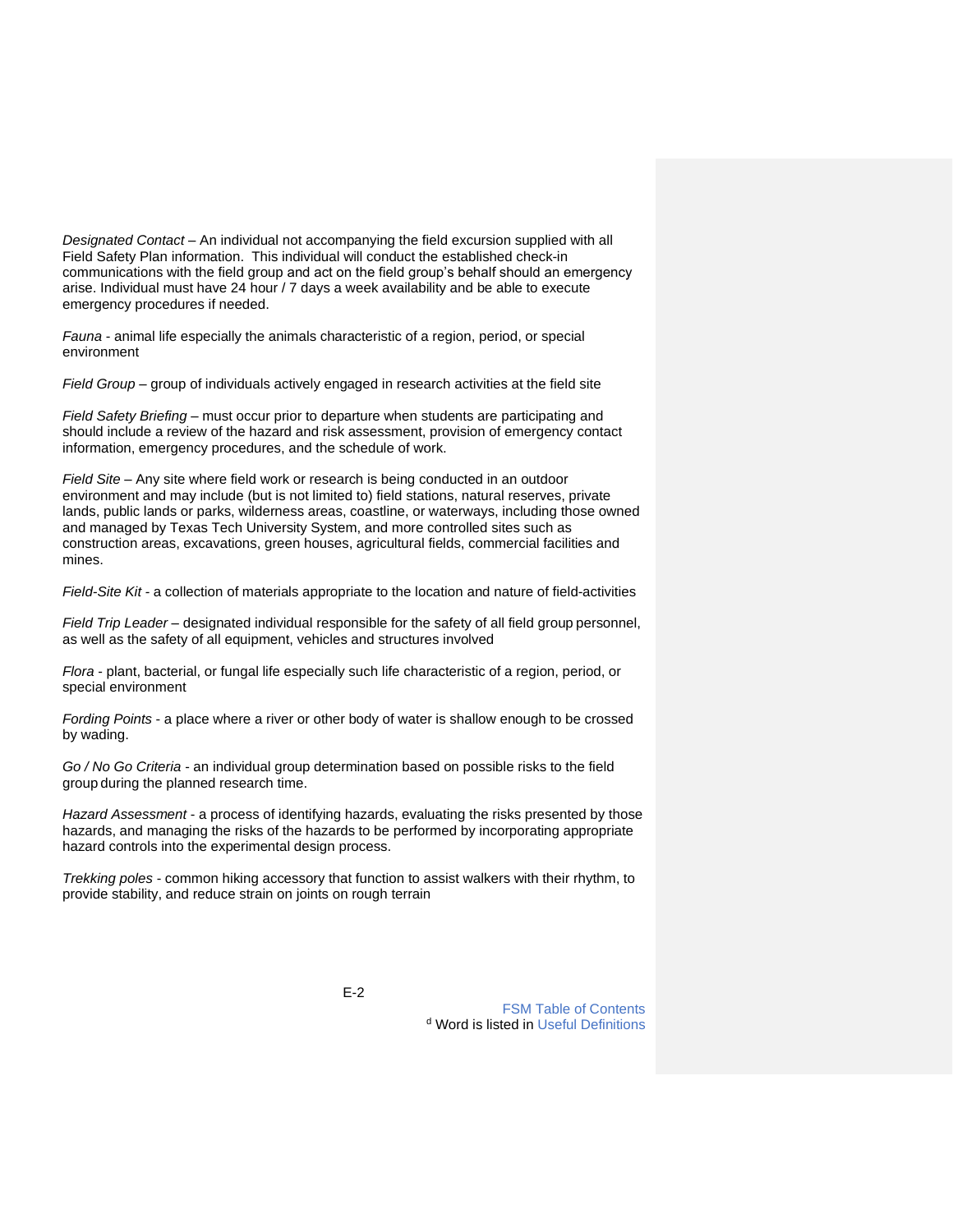*Designated Contact* – An individual not accompanying the field excursion supplied with all Field Safety Plan information. This individual will conduct the established check-in communications with the field group and act on the field group's behalf should an emergency arise. Individual must have 24 hour / 7 days a week availability and be able to execute emergency procedures if needed.

*Fauna* - animal life especially the animals characteristic of a region, period, or special environment

*Field Group* – group of individuals actively engaged in research activities at the field site

*Field Safety Briefing* – must occur prior to departure when students are participating and should include a review of the hazard and risk assessment, provision of emergency contact information, emergency procedures, and the schedule of work.

*Field Site* – Any site where field work or research is being conducted in an outdoor environment and may include (but is not limited to) field stations, natural reserves, private lands, public lands or parks, wilderness areas, coastline, or waterways, including those owned and managed by Texas Tech University System, and more controlled sites such as construction areas, excavations, green houses, agricultural fields, commercial facilities and mines.

*Field-Site Kit* - a collection of materials appropriate to the location and nature of field-activities

*Field Trip Leader* – designated individual responsible for the safety of all field group personnel, as well as the safety of all equipment, vehicles and structures involved

*Flora* - plant, bacterial, or fungal life especially such life characteristic of a region, period, or special environment

*Fording Points* - a place where a river or other body of water is shallow enough to be crossed by wading.

*Go / No Go Criteria* - an individual group determination based on possible risks to the field group during the planned research time.

*Hazard Assessment* - a process of identifying hazards, evaluating the risks presented by those hazards, and managing the risks of the hazards to be performed by incorporating appropriate hazard controls into the experimental design process.

*Trekking poles* - common hiking accessory that function to assist walkers with their rhythm, to provide stability, and reduce strain on joints on rough terrain

FSM Table of Contents
[d] Word is listed in Useful Definitions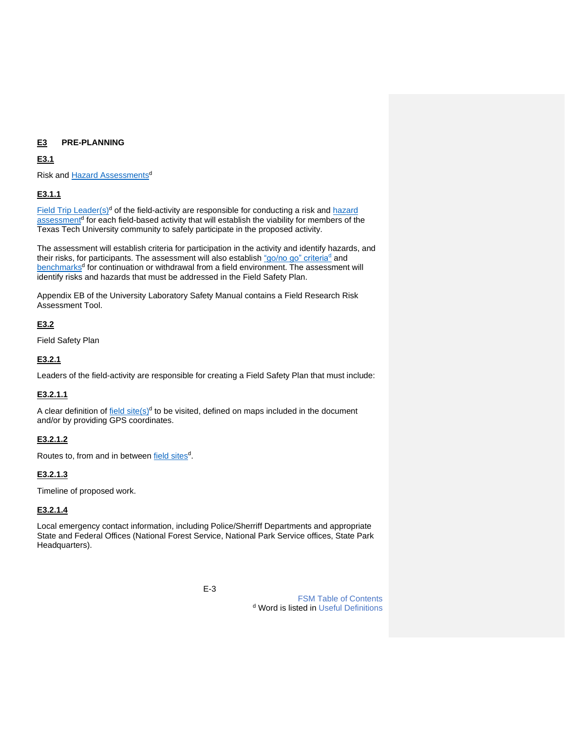## E3 PRE-PLANNING

### E3.1

Risk and Hazard Assessments[d]

#### E3.1.1

Field Trip Leader(s)[d] of the field-activity are responsible for conducting a risk and hazard assessment[d] for each field-based activity that will establish the viability for members of the Texas Tech University community to safely participate in the proposed activity.

The assessment will establish criteria for participation in the activity and identify hazards, and their risks, for participants. The assessment will also establish "go/no go" criteria[d] and benchmarks[d] for continuation or withdrawal from a field environment. The assessment will identify risks and hazards that must be addressed in the Field Safety Plan.

Appendix EB of the University Laboratory Safety Manual contains a Field Research Risk Assessment Tool.

### E3.2

Field Safety Plan

#### E3.2.1

Leaders of the field-activity are responsible for creating a Field Safety Plan that must include:

##### E3.2.1.1

A clear definition of field site(s)[d] to be visited, defined on maps included in the document and/or by providing GPS coordinates.

##### E3.2.1.2

Routes to, from and in between field sites[d].

##### E3.2.1.3

Timeline of proposed work.

##### E3.2.1.4

Local emergency contact information, including Police/Sherriff Departments and appropriate State and Federal Offices (National Forest Service, National Park Service offices, State Park Headquarters).

FSM Table of Contents
[d] Word is listed in Useful Definitions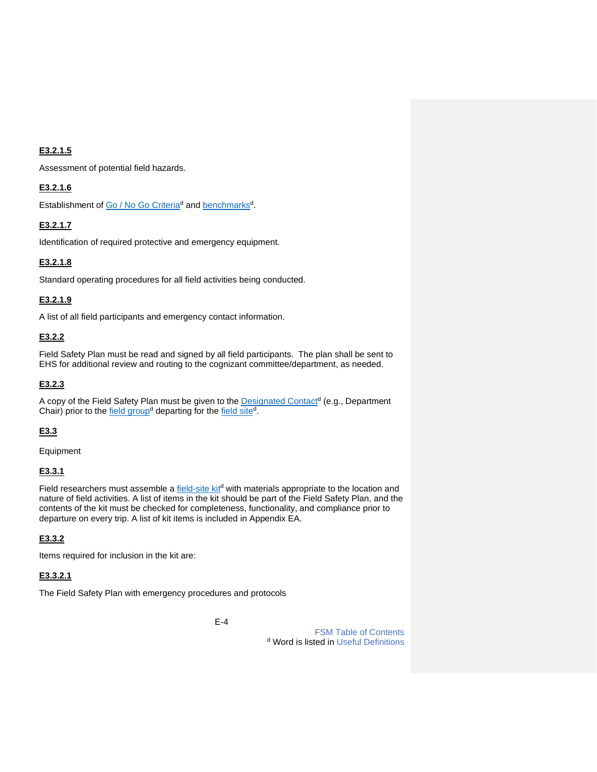**E3.2.1.5**

Assessment of potential field hazards.

**E3.2.1.6**

Establishment of Go / No Go Criteria[d] and benchmarks[d].

**E3.2.1.7**

Identification of required protective and emergency equipment.

**E3.2.1.8**

Standard operating procedures for all field activities being conducted.

**E3.2.1.9**

A list of all field participants and emergency contact information.

**E3.2.2**

Field Safety Plan must be read and signed by all field participants. The plan shall be sent to EHS for additional review and routing to the cognizant committee/department, as needed.

**E3.2.3**

A copy of the Field Safety Plan must be given to the Designated Contact[d] (e.g., Department Chair) prior to the field group[d] departing for the field site[d].

**E3.3**

Equipment

**E3.3.1**

Field researchers must assemble a field-site kit[d] with materials appropriate to the location and nature of field activities. A list of items in the kit should be part of the Field Safety Plan, and the contents of the kit must be checked for completeness, functionality, and compliance prior to departure on every trip. A list of kit items is included in Appendix EA.

**E3.3.2**

Items required for inclusion in the kit are:

**E3.3.2.1**

The Field Safety Plan with emergency procedures and protocols

FSM Table of Contents

[d] Word is listed in Useful Definitions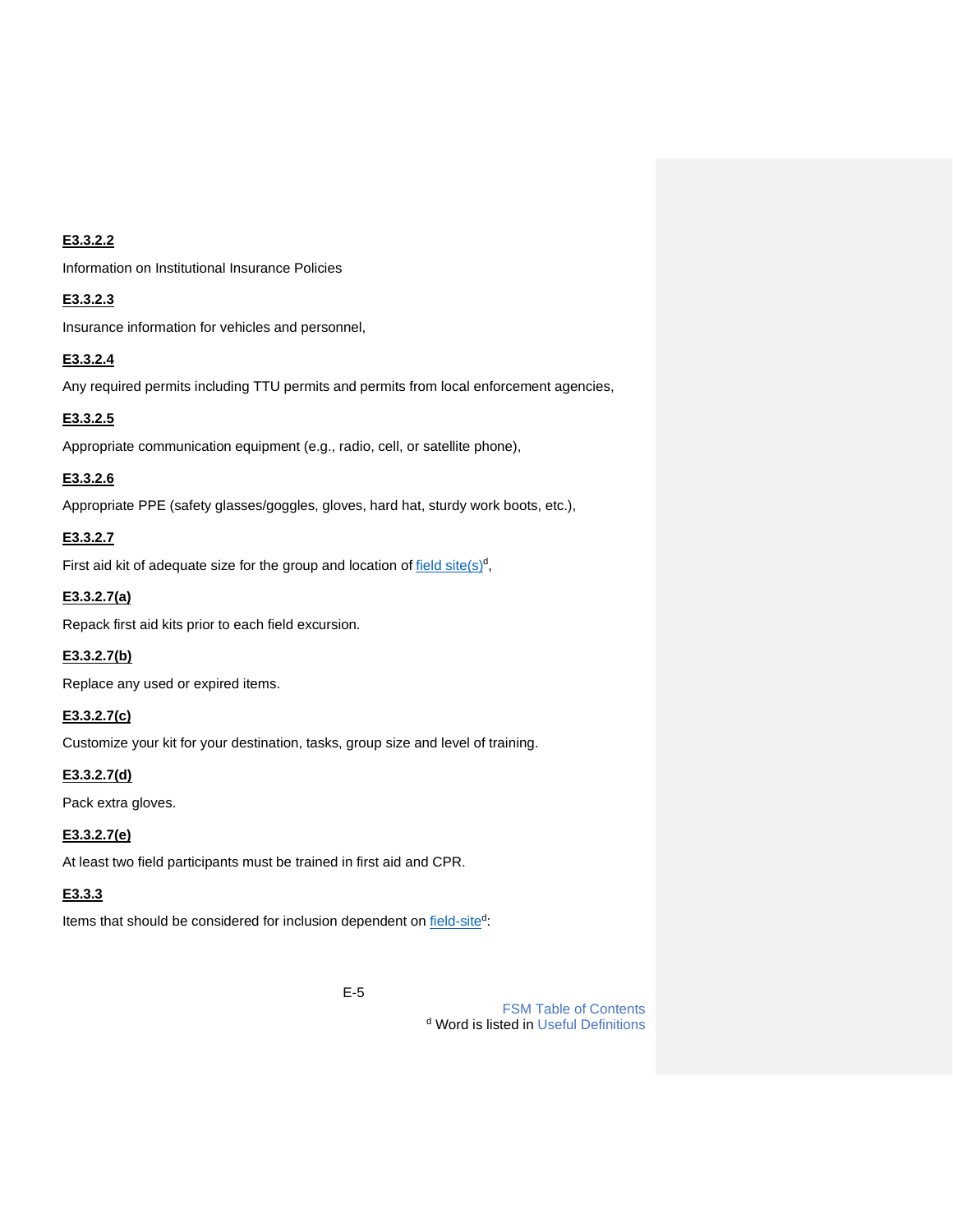**E3.3.2.2**

Information on Institutional Insurance Policies

**E3.3.2.3**

Insurance information for vehicles and personnel,

**E3.3.2.4**

Any required permits including TTU permits and permits from local enforcement agencies,

**E3.3.2.5**

Appropriate communication equipment (e.g., radio, cell, or satellite phone),

**E3.3.2.6**

Appropriate PPE (safety glasses/goggles, gloves, hard hat, sturdy work boots, etc.),

**E3.3.2.7**

First aid kit of adequate size for the group and location of field site(s)[d],

**E3.3.2.7(a)**

Repack first aid kits prior to each field excursion.

**E3.3.2.7(b)**

Replace any used or expired items.

**E3.3.2.7(c)**

Customize your kit for your destination, tasks, group size and level of training.

**E3.3.2.7(d)**

Pack extra gloves.

**E3.3.2.7(e)**

At least two field participants must be trained in first aid and CPR.

**E3.3.3**

Items that should be considered for inclusion dependent on field-site[d]:

[d] Word is listed in Useful Definitions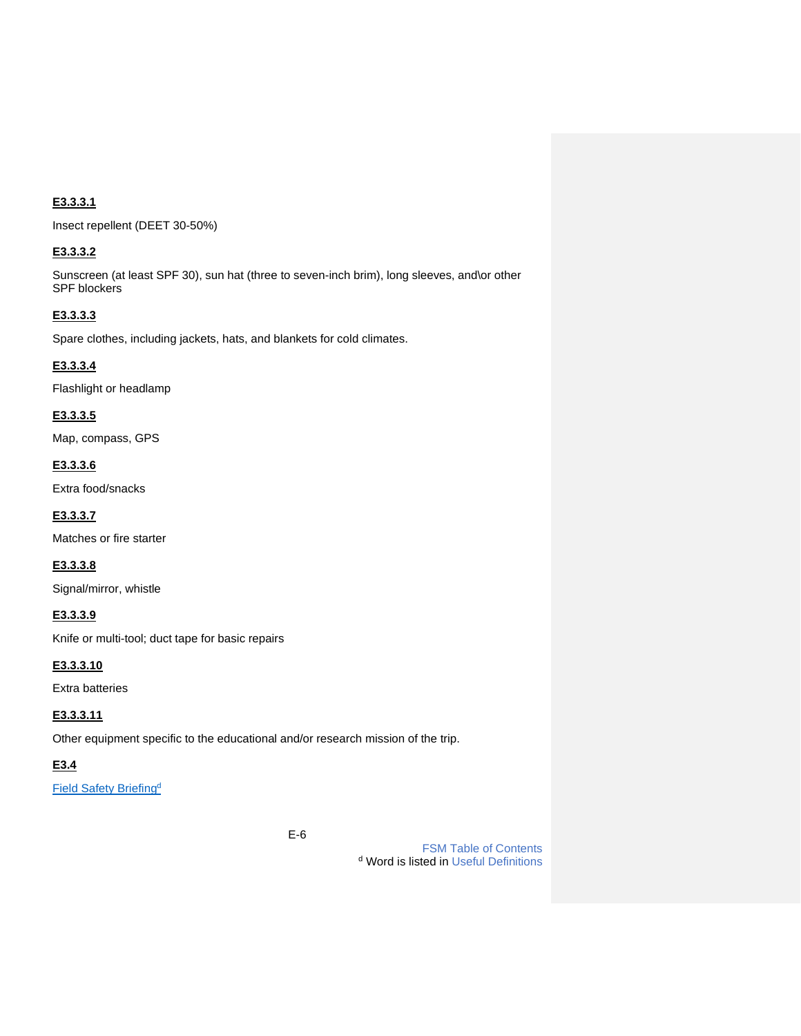**E3.3.3.1**

Insect repellent (DEET 30-50%)

**E3.3.3.2**

Sunscreen (at least SPF 30), sun hat (three to seven-inch brim), long sleeves, and\or other SPF blockers

**E3.3.3.3**

Spare clothes, including jackets, hats, and blankets for cold climates.

**E3.3.3.4**

Flashlight or headlamp

**E3.3.3.5**

Map, compass, GPS

**E3.3.3.6**

Extra food/snacks

**E3.3.3.7**

Matches or fire starter

**E3.3.3.8**

Signal/mirror, whistle

**E3.3.3.9**

Knife or multi-tool; duct tape for basic repairs

**E3.3.3.10**

Extra batteries

**E3.3.3.11**

Other equipment specific to the educational and/or research mission of the trip.

**E3.4**

Field Safety Briefing[d]

FSM Table of Contents

[d] Word is listed in Useful Definitions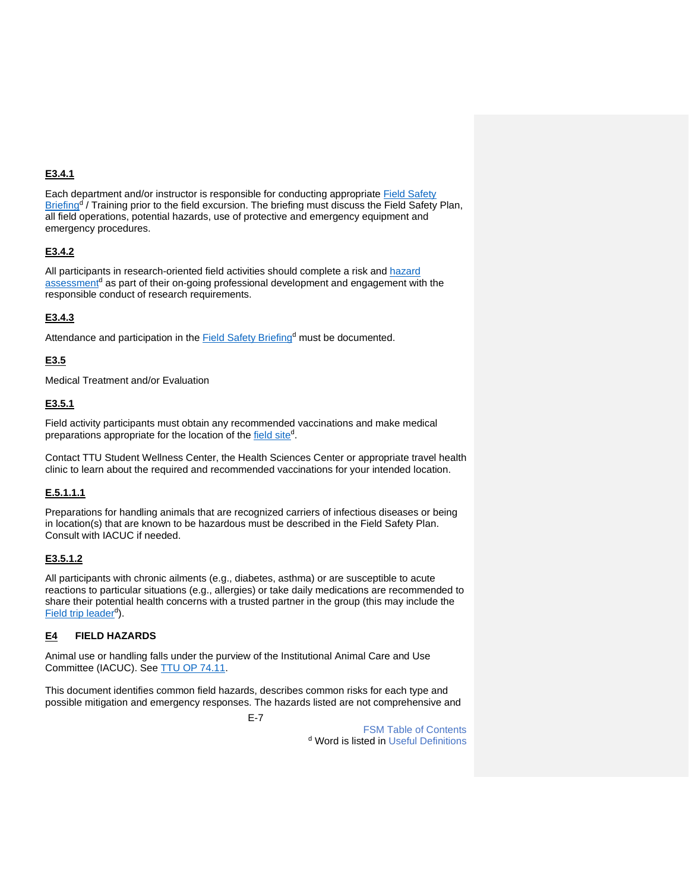**E3.4.1**

Each department and/or instructor is responsible for conducting appropriate Field Safety Briefing[d] / Training prior to the field excursion. The briefing must discuss the Field Safety Plan, all field operations, potential hazards, use of protective and emergency equipment and emergency procedures.

**E3.4.2**

All participants in research-oriented field activities should complete a risk and hazard assessment[d] as part of their on-going professional development and engagement with the responsible conduct of research requirements.

**E3.4.3**

Attendance and participation in the Field Safety Briefing[d] must be documented.

**E3.5**

Medical Treatment and/or Evaluation

**E3.5.1**

Field activity participants must obtain any recommended vaccinations and make medical preparations appropriate for the location of the field site[d].

Contact TTU Student Wellness Center, the Health Sciences Center or appropriate travel health clinic to learn about the required and recommended vaccinations for your intended location.

**E.5.1.1.1**

Preparations for handling animals that are recognized carriers of infectious diseases or being in location(s) that are known to be hazardous must be described in the Field Safety Plan. Consult with IACUC if needed.

**E3.5.1.2**

All participants with chronic ailments (e.g., diabetes, asthma) or are susceptible to acute reactions to particular situations (e.g., allergies) or take daily medications are recommended to share their potential health concerns with a trusted partner in the group (this may include the Field trip leader[d]).

## E4 FIELD HAZARDS

Animal use or handling falls under the purview of the Institutional Animal Care and Use Committee (IACUC). See TTU OP 74.11.

This document identifies common field hazards, describes common risks for each type and possible mitigation and emergency responses. The hazards listed are not comprehensive and

FSM Table of Contents
[d] Word is listed in Useful Definitions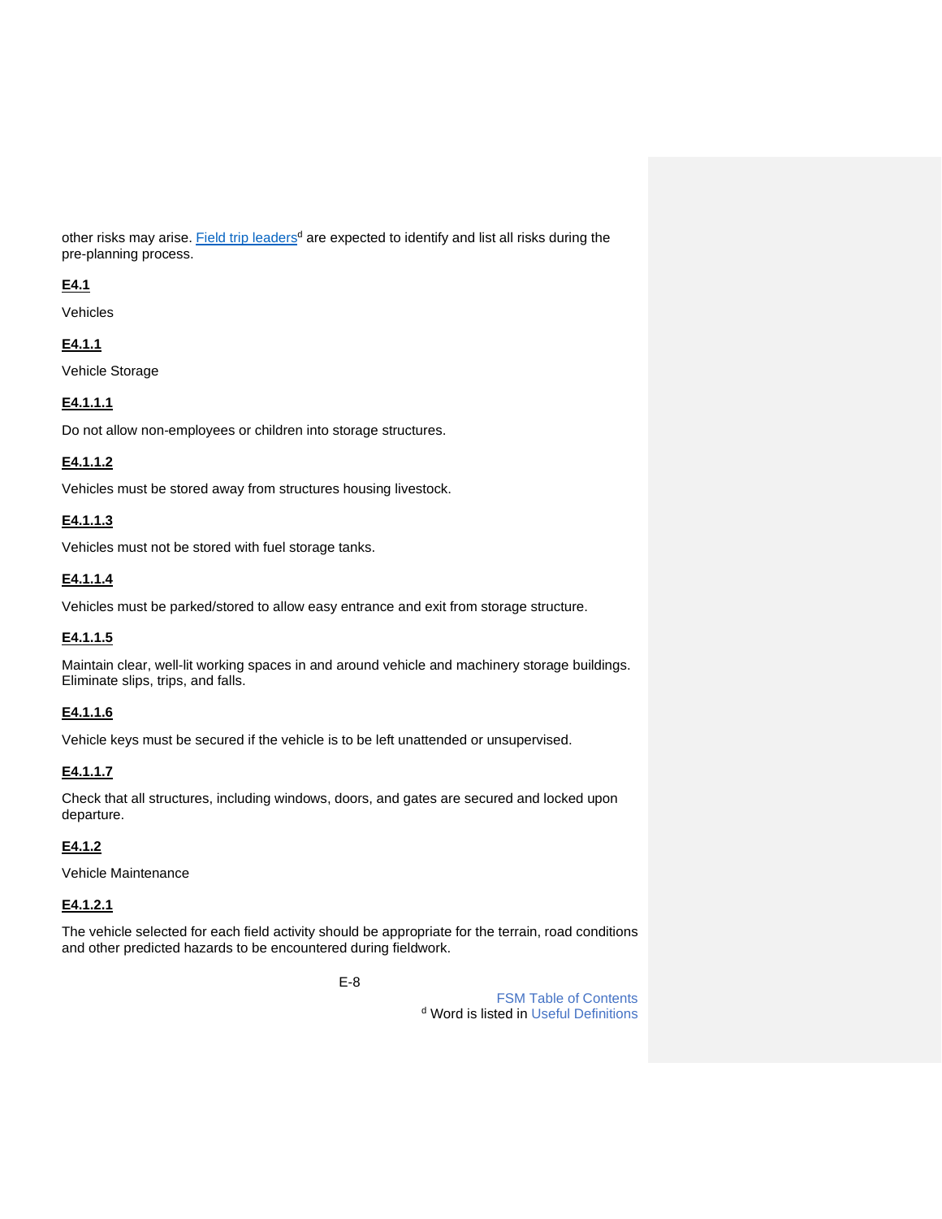other risks may arise. Field trip leaders[d] are expected to identify and list all risks during the pre-planning process.

**E4.1**

Vehicles

**E4.1.1**

Vehicle Storage

**E4.1.1.1**

Do not allow non-employees or children into storage structures.

**E4.1.1.2**

Vehicles must be stored away from structures housing livestock.

**E4.1.1.3**

Vehicles must not be stored with fuel storage tanks.

**E4.1.1.4**

Vehicles must be parked/stored to allow easy entrance and exit from storage structure.

**E4.1.1.5**

Maintain clear, well-lit working spaces in and around vehicle and machinery storage buildings. Eliminate slips, trips, and falls.

**E4.1.1.6**

Vehicle keys must be secured if the vehicle is to be left unattended or unsupervised.

**E4.1.1.7**

Check that all structures, including windows, doors, and gates are secured and locked upon departure.

**E4.1.2**

Vehicle Maintenance

**E4.1.2.1**

The vehicle selected for each field activity should be appropriate for the terrain, road conditions and other predicted hazards to be encountered during fieldwork.

FSM Table of Contents
[d] Word is listed in Useful Definitions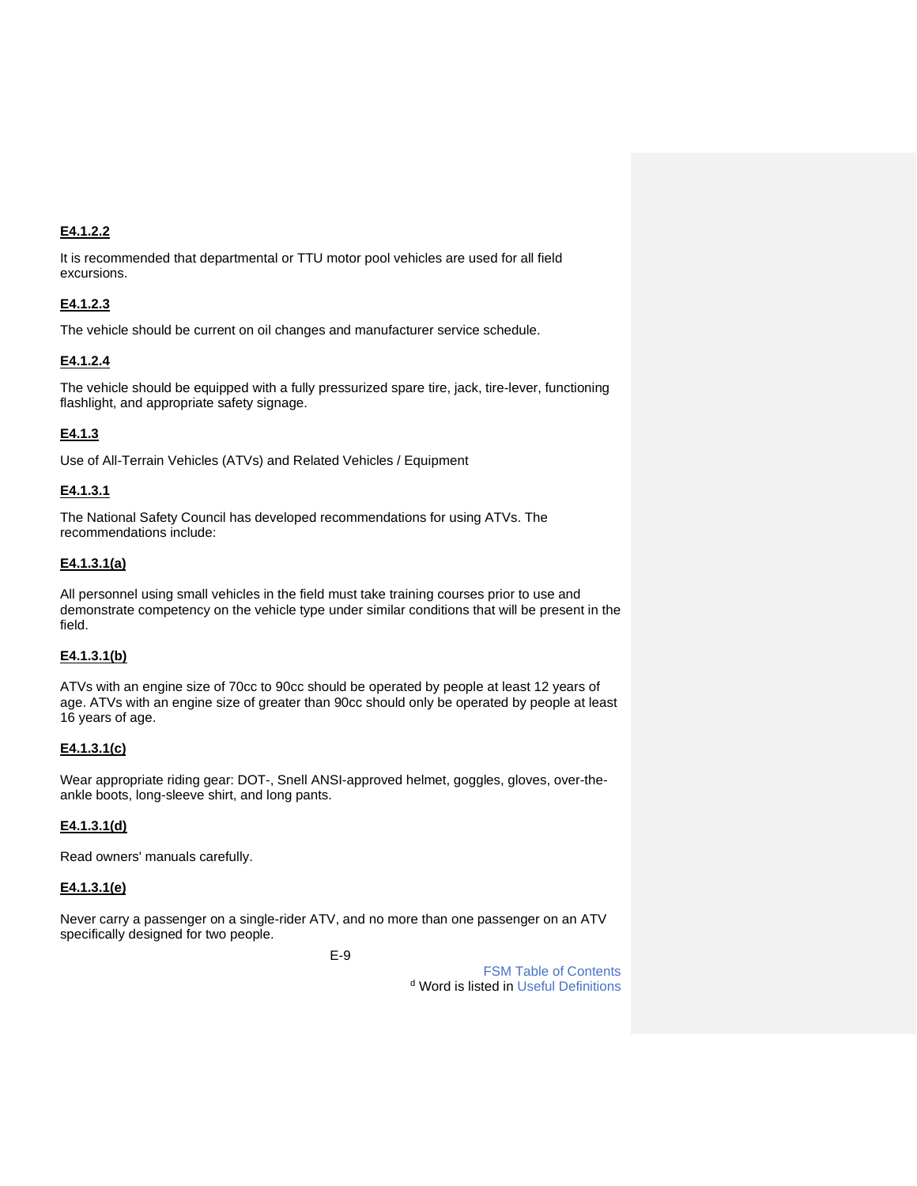**E4.1.2.2**

It is recommended that departmental or TTU motor pool vehicles are used for all field excursions.

**E4.1.2.3**

The vehicle should be current on oil changes and manufacturer service schedule.

**E4.1.2.4**

The vehicle should be equipped with a fully pressurized spare tire, jack, tire-lever, functioning flashlight, and appropriate safety signage.

**E4.1.3**

Use of All-Terrain Vehicles (ATVs) and Related Vehicles / Equipment

**E4.1.3.1**

The National Safety Council has developed recommendations for using ATVs. The recommendations include:

**E4.1.3.1(a)**

All personnel using small vehicles in the field must take training courses prior to use and demonstrate competency on the vehicle type under similar conditions that will be present in the field.

**E4.1.3.1(b)**

ATVs with an engine size of 70cc to 90cc should be operated by people at least 12 years of age. ATVs with an engine size of greater than 90cc should only be operated by people at least 16 years of age.

**E4.1.3.1(c)**

Wear appropriate riding gear: DOT-, Snell ANSI-approved helmet, goggles, gloves, over-the-ankle boots, long-sleeve shirt, and long pants.

**E4.1.3.1(d)**

Read owners' manuals carefully.

**E4.1.3.1(e)**

Never carry a passenger on a single-rider ATV, and no more than one passenger on an ATV specifically designed for two people.

FSM Table of Contents
[d] Word is listed in Useful Definitions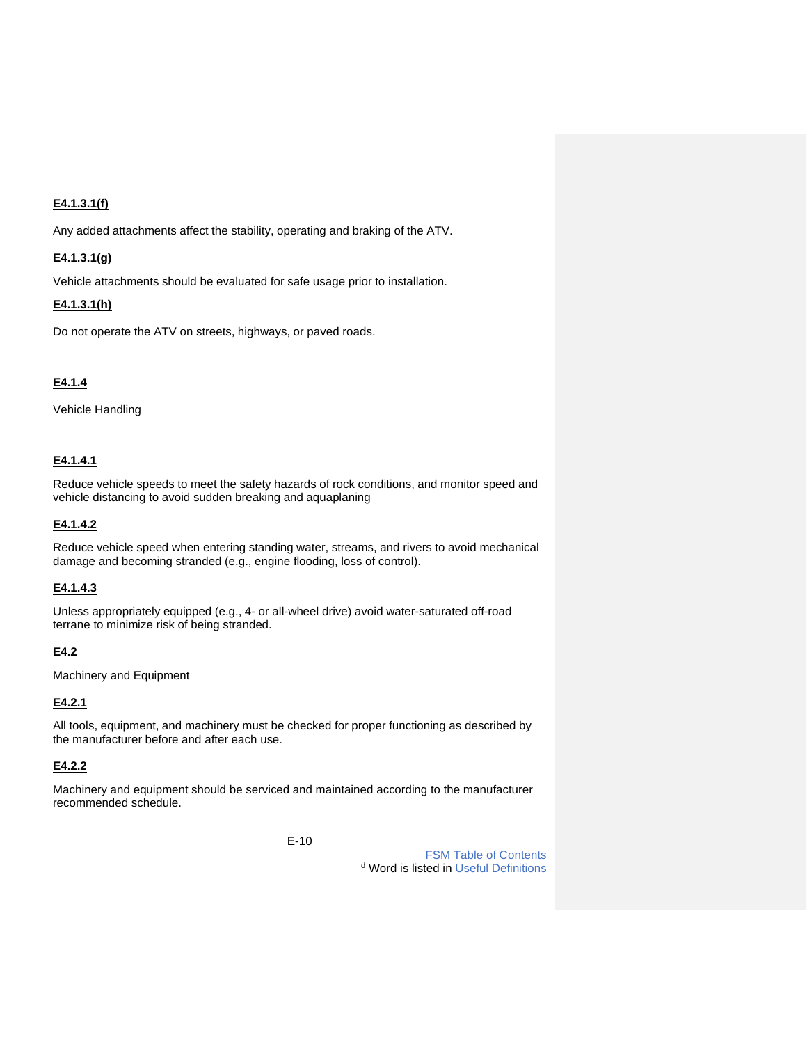**E4.1.3.1(f)**

Any added attachments affect the stability, operating and braking of the ATV.

**E4.1.3.1(g)**

Vehicle attachments should be evaluated for safe usage prior to installation.

**E4.1.3.1(h)**

Do not operate the ATV on streets, highways, or paved roads.

**E4.1.4**

Vehicle Handling

**E4.1.4.1**

Reduce vehicle speeds to meet the safety hazards of rock conditions, and monitor speed and vehicle distancing to avoid sudden breaking and aquaplaning

**E4.1.4.2**

Reduce vehicle speed when entering standing water, streams, and rivers to avoid mechanical damage and becoming stranded (e.g., engine flooding, loss of control).

**E4.1.4.3**

Unless appropriately equipped (e.g., 4- or all-wheel drive) avoid water-saturated off-road terrane to minimize risk of being stranded.

**E4.2**

Machinery and Equipment

**E4.2.1**

All tools, equipment, and machinery must be checked for proper functioning as described by the manufacturer before and after each use.

**E4.2.2**

Machinery and equipment should be serviced and maintained according to the manufacturer recommended schedule.

FSM Table of Contents
[d] Word is listed in Useful Definitions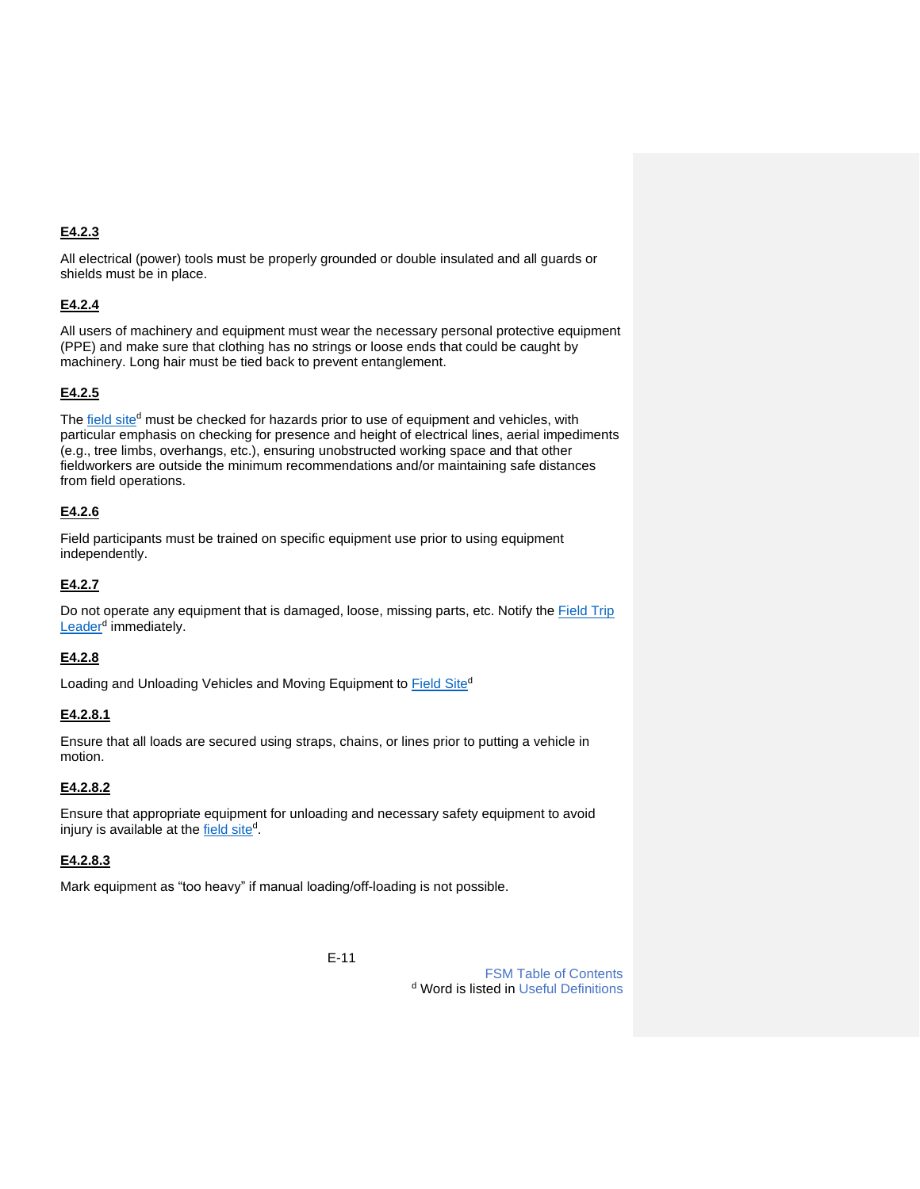**E4.2.3**

All electrical (power) tools must be properly grounded or double insulated and all guards or shields must be in place.

**E4.2.4**

All users of machinery and equipment must wear the necessary personal protective equipment (PPE) and make sure that clothing has no strings or loose ends that could be caught by machinery. Long hair must be tied back to prevent entanglement.

**E4.2.5**

The field site[d] must be checked for hazards prior to use of equipment and vehicles, with particular emphasis on checking for presence and height of electrical lines, aerial impediments (e.g., tree limbs, overhangs, etc.), ensuring unobstructed working space and that other fieldworkers are outside the minimum recommendations and/or maintaining safe distances from field operations.

**E4.2.6**

Field participants must be trained on specific equipment use prior to using equipment independently.

**E4.2.7**

Do not operate any equipment that is damaged, loose, missing parts, etc. Notify the Field Trip Leader[d] immediately.

**E4.2.8**

Loading and Unloading Vehicles and Moving Equipment to Field Site[d]

**E4.2.8.1**

Ensure that all loads are secured using straps, chains, or lines prior to putting a vehicle in motion.

**E4.2.8.2**

Ensure that appropriate equipment for unloading and necessary safety equipment to avoid injury is available at the field site[d].

**E4.2.8.3**

Mark equipment as "too heavy" if manual loading/off-loading is not possible.

[d] Word is listed in Useful Definitions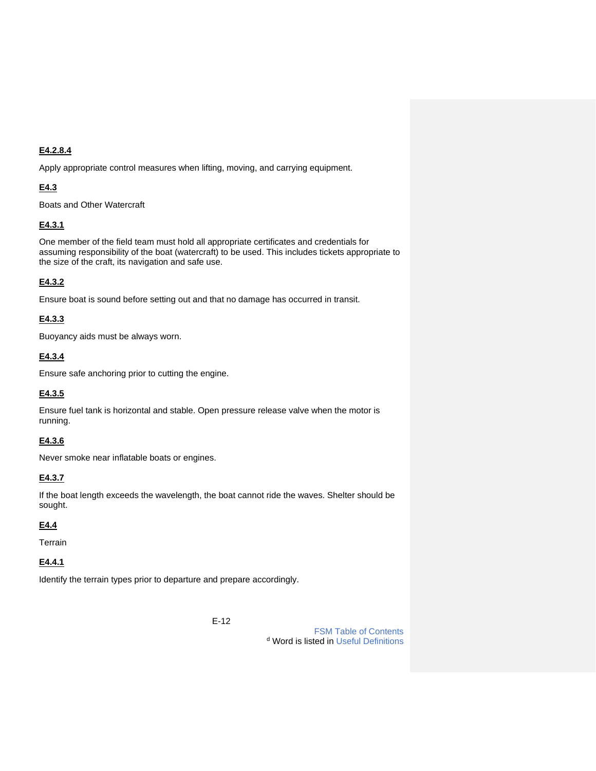**E4.2.8.4**

Apply appropriate control measures when lifting, moving, and carrying equipment.

**E4.3**

Boats and Other Watercraft

**E4.3.1**

One member of the field team must hold all appropriate certificates and credentials for assuming responsibility of the boat (watercraft) to be used. This includes tickets appropriate to the size of the craft, its navigation and safe use.

**E4.3.2**

Ensure boat is sound before setting out and that no damage has occurred in transit.

**E4.3.3**

Buoyancy aids must be always worn.

**E4.3.4**

Ensure safe anchoring prior to cutting the engine.

**E4.3.5**

Ensure fuel tank is horizontal and stable. Open pressure release valve when the motor is running.

**E4.3.6**

Never smoke near inflatable boats or engines.

**E4.3.7**

If the boat length exceeds the wavelength, the boat cannot ride the waves. Shelter should be sought.

**E4.4**

Terrain

**E4.4.1**

Identify the terrain types prior to departure and prepare accordingly.

FSM Table of Contents
[d] Word is listed in Useful Definitions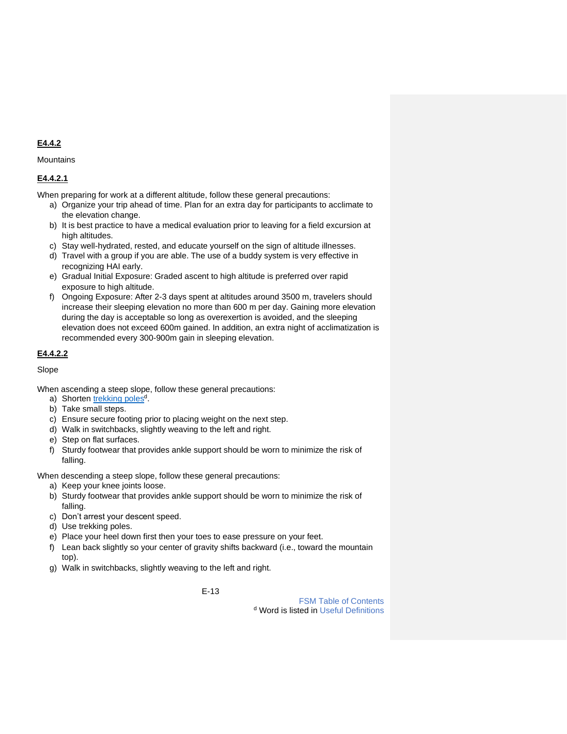**E4.4.2**

Mountains

**E4.4.2.1**

When preparing for work at a different altitude, follow these general precautions:

a) Organize your trip ahead of time. Plan for an extra day for participants to acclimate to the elevation change.
b) It is best practice to have a medical evaluation prior to leaving for a field excursion at high altitudes.
c) Stay well-hydrated, rested, and educate yourself on the sign of altitude illnesses.
d) Travel with a group if you are able. The use of a buddy system is very effective in recognizing HAI early.
e) Gradual Initial Exposure: Graded ascent to high altitude is preferred over rapid exposure to high altitude.
f) Ongoing Exposure: After 2-3 days spent at altitudes around 3500 m, travelers should increase their sleeping elevation no more than 600 m per day. Gaining more elevation during the day is acceptable so long as overexertion is avoided, and the sleeping elevation does not exceed 600m gained. In addition, an extra night of acclimatization is recommended every 300-900m gain in sleeping elevation.

**E4.4.2.2**

Slope

When ascending a steep slope, follow these general precautions:

a) Shorten trekking poles[d].
b) Take small steps.
c) Ensure secure footing prior to placing weight on the next step.
d) Walk in switchbacks, slightly weaving to the left and right.
e) Step on flat surfaces.
f) Sturdy footwear that provides ankle support should be worn to minimize the risk of falling.

When descending a steep slope, follow these general precautions:

a) Keep your knee joints loose.
b) Sturdy footwear that provides ankle support should be worn to minimize the risk of falling.
c) Don't arrest your descent speed.
d) Use trekking poles.
e) Place your heel down first then your toes to ease pressure on your feet.
f) Lean back slightly so your center of gravity shifts backward (i.e., toward the mountain top).
g) Walk in switchbacks, slightly weaving to the left and right.

FSM Table of Contents

[d] Word is listed in Useful Definitions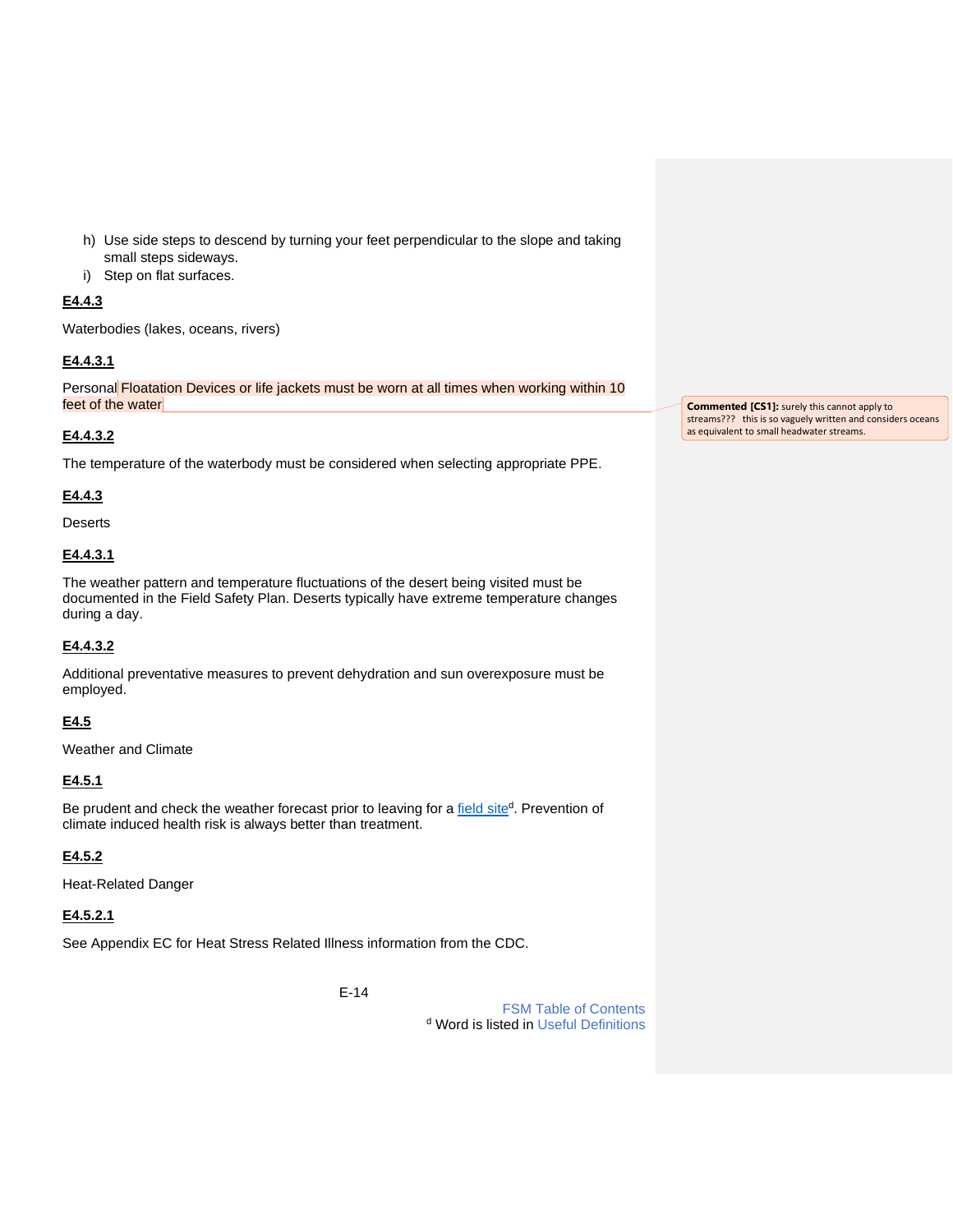h) Use side steps to descend by turning your feet perpendicular to the slope and taking small steps sideways.
i) Step on flat surfaces.

**E4.4.3**

Waterbodies (lakes, oceans, rivers)

**E4.4.3.1**

Personal Floatation Devices or life jackets must be worn at all times when working within 10 feet of the water

**Commented [CS1]:** surely this cannot apply to streams??? this is so vaguely written and considers oceans as equivalent to small headwater streams.

**E4.4.3.2**

The temperature of the waterbody must be considered when selecting appropriate PPE.

**E4.4.3**

Deserts

**E4.4.3.1**

The weather pattern and temperature fluctuations of the desert being visited must be documented in the Field Safety Plan. Deserts typically have extreme temperature changes during a day.

**E4.4.3.2**

Additional preventative measures to prevent dehydration and sun overexposure must be employed.

**E4.5**

Weather and Climate

**E4.5.1**

Be prudent and check the weather forecast prior to leaving for a field site[d]. Prevention of climate induced health risk is always better than treatment.

**E4.5.2**

Heat-Related Danger

**E4.5.2.1**

See Appendix EC for Heat Stress Related Illness information from the CDC.

FSM Table of Contents
[d] Word is listed in Useful Definitions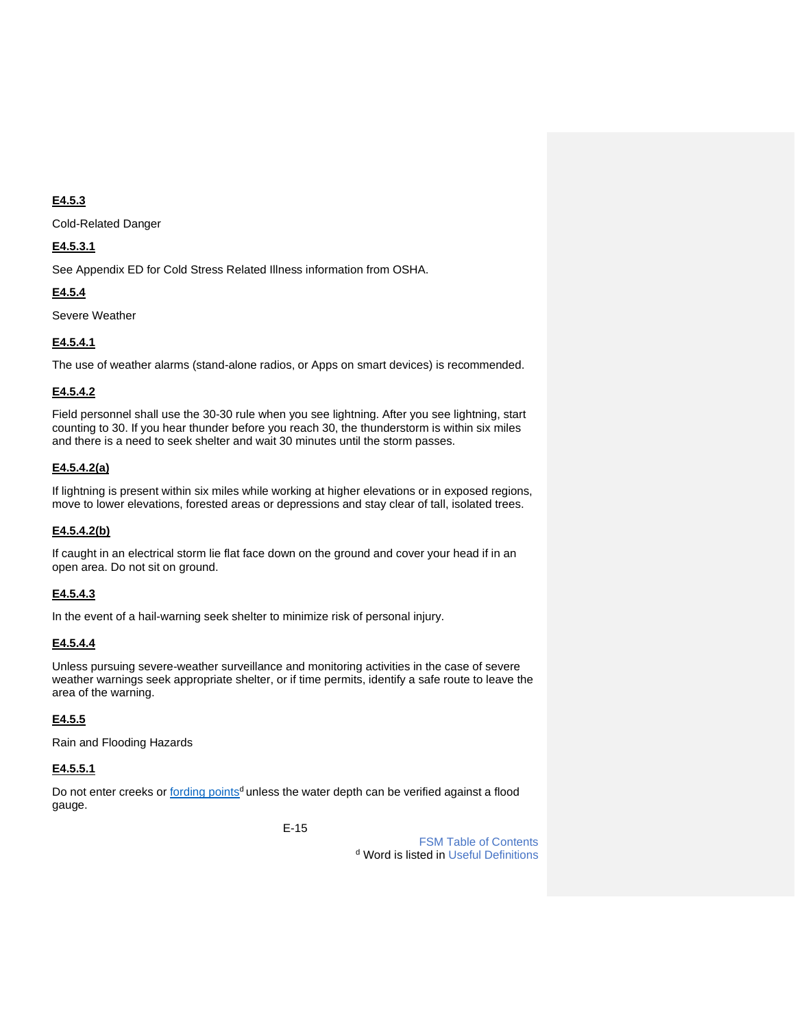**E4.5.3**

Cold-Related Danger

**E4.5.3.1**

See Appendix ED for Cold Stress Related Illness information from OSHA.

**E4.5.4**

Severe Weather

**E4.5.4.1**

The use of weather alarms (stand-alone radios, or Apps on smart devices) is recommended.

**E4.5.4.2**

Field personnel shall use the 30-30 rule when you see lightning. After you see lightning, start counting to 30. If you hear thunder before you reach 30, the thunderstorm is within six miles and there is a need to seek shelter and wait 30 minutes until the storm passes.

**E4.5.4.2(a)**

If lightning is present within six miles while working at higher elevations or in exposed regions, move to lower elevations, forested areas or depressions and stay clear of tall, isolated trees.

**E4.5.4.2(b)**

If caught in an electrical storm lie flat face down on the ground and cover your head if in an open area. Do not sit on ground.

**E4.5.4.3**

In the event of a hail-warning seek shelter to minimize risk of personal injury.

**E4.5.4.4**

Unless pursuing severe-weather surveillance and monitoring activities in the case of severe weather warnings seek appropriate shelter, or if time permits, identify a safe route to leave the area of the warning.

**E4.5.5**

Rain and Flooding Hazards

**E4.5.5.1**

Do not enter creeks or fording points[d] unless the water depth can be verified against a flood gauge.

FSM Table of Contents

[d] Word is listed in Useful Definitions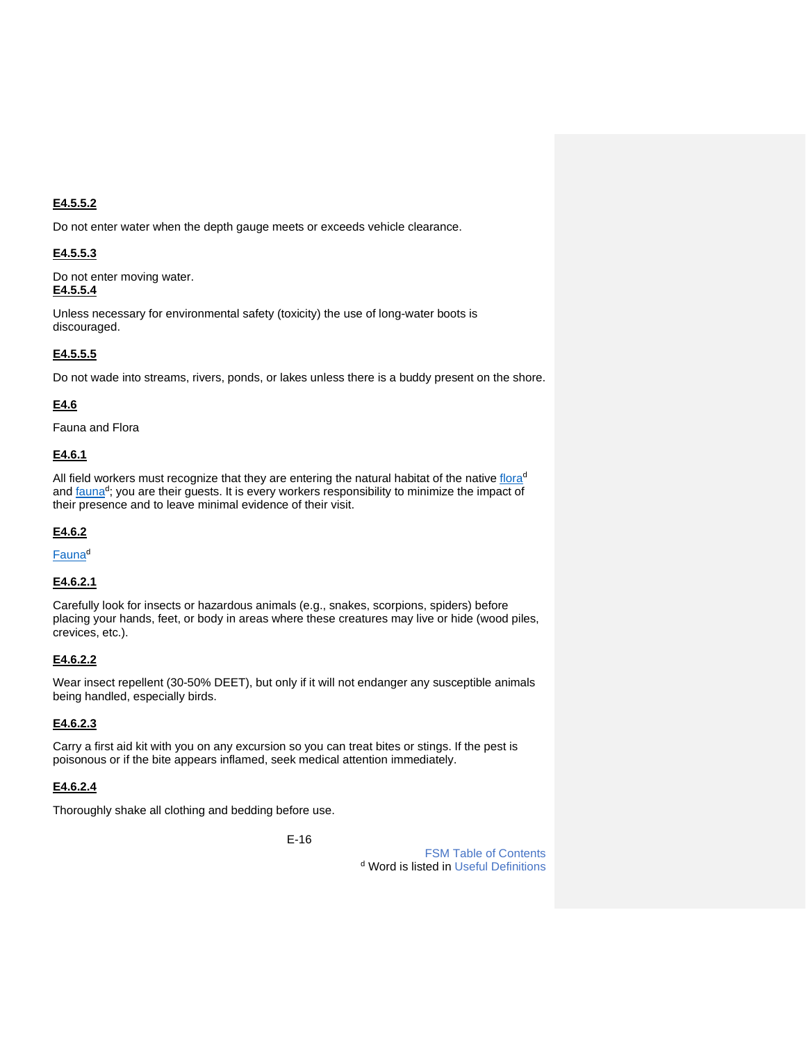**E4.5.5.2**

Do not enter water when the depth gauge meets or exceeds vehicle clearance.

**E4.5.5.3**

Do not enter moving water.

**E4.5.5.4**

Unless necessary for environmental safety (toxicity) the use of long-water boots is discouraged.

**E4.5.5.5**

Do not wade into streams, rivers, ponds, or lakes unless there is a buddy present on the shore.

**E4.6**

Fauna and Flora

**E4.6.1**

All field workers must recognize that they are entering the natural habitat of the native flora[d] and fauna[d]; you are their guests. It is every workers responsibility to minimize the impact of their presence and to leave minimal evidence of their visit.

**E4.6.2**

Fauna[d]

**E4.6.2.1**

Carefully look for insects or hazardous animals (e.g., snakes, scorpions, spiders) before placing your hands, feet, or body in areas where these creatures may live or hide (wood piles, crevices, etc.).

**E4.6.2.2**

Wear insect repellent (30-50% DEET), but only if it will not endanger any susceptible animals being handled, especially birds.

**E4.6.2.3**

Carry a first aid kit with you on any excursion so you can treat bites or stings. If the pest is poisonous or if the bite appears inflamed, seek medical attention immediately.

**E4.6.2.4**

Thoroughly shake all clothing and bedding before use.

FSM Table of Contents

[d] Word is listed in Useful Definitions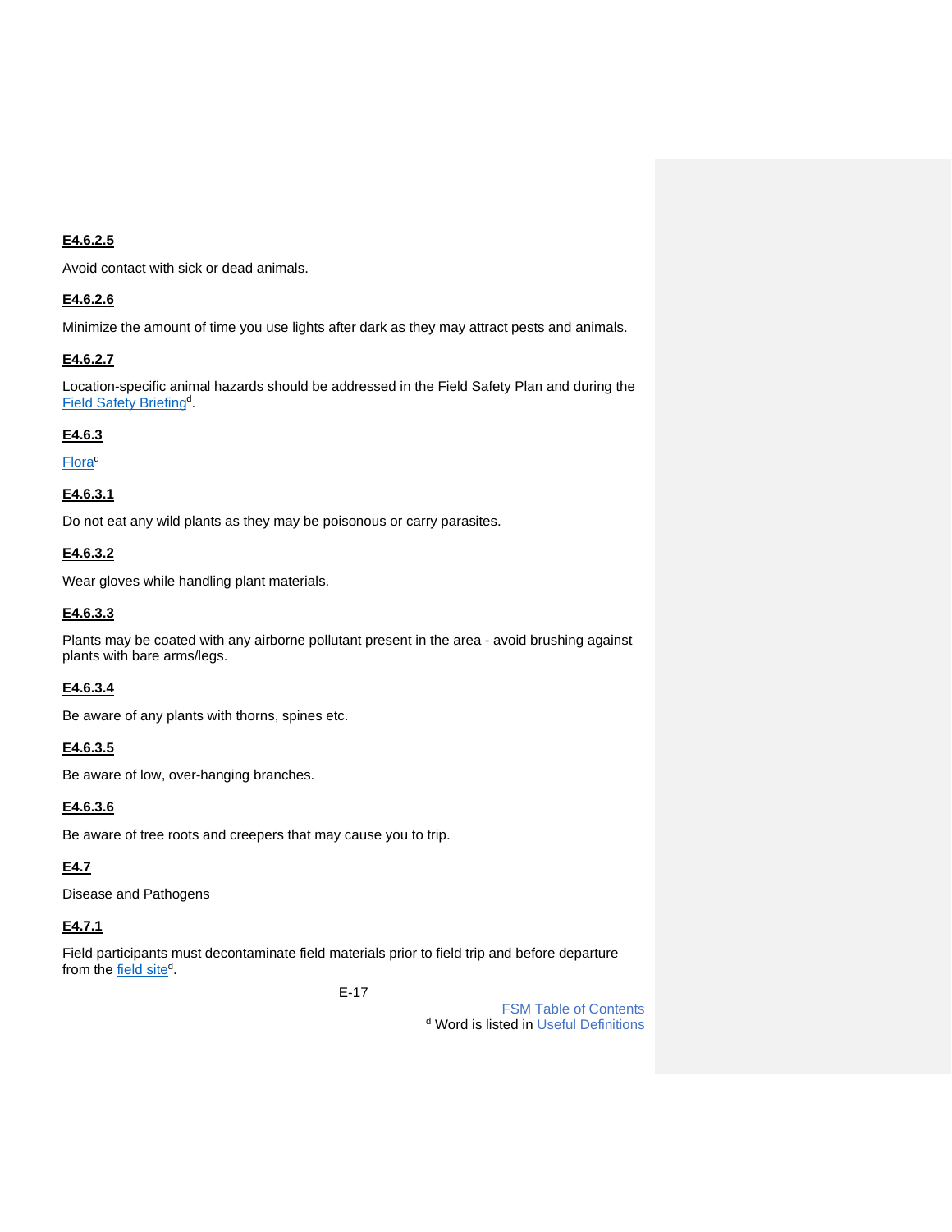**E4.6.2.5**

Avoid contact with sick or dead animals.

**E4.6.2.6**

Minimize the amount of time you use lights after dark as they may attract pests and animals.

**E4.6.2.7**

Location-specific animal hazards should be addressed in the Field Safety Plan and during the Field Safety Briefing[d].

**E4.6.3**

Flora[d]

**E4.6.3.1**

Do not eat any wild plants as they may be poisonous or carry parasites.

**E4.6.3.2**

Wear gloves while handling plant materials.

**E4.6.3.3**

Plants may be coated with any airborne pollutant present in the area - avoid brushing against plants with bare arms/legs.

**E4.6.3.4**

Be aware of any plants with thorns, spines etc.

**E4.6.3.5**

Be aware of low, over-hanging branches.

**E4.6.3.6**

Be aware of tree roots and creepers that may cause you to trip.

**E4.7**

Disease and Pathogens

**E4.7.1**

Field participants must decontaminate field materials prior to field trip and before departure from the field site[d].

FSM Table of Contents
[d] Word is listed in Useful Definitions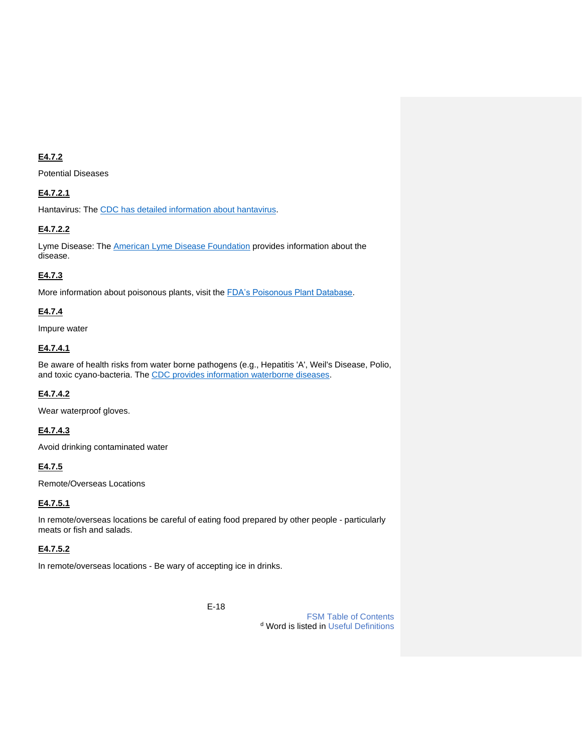**E4.7.2**

Potential Diseases

**E4.7.2.1**

Hantavirus: The CDC has detailed information about hantavirus.

**E4.7.2.2**

Lyme Disease: The American Lyme Disease Foundation provides information about the disease.

**E4.7.3**

More information about poisonous plants, visit the FDA's Poisonous Plant Database.

**E4.7.4**

Impure water

**E4.7.4.1**

Be aware of health risks from water borne pathogens (e.g., Hepatitis 'A', Weil's Disease, Polio, and toxic cyano-bacteria. The CDC provides information waterborne diseases.

**E4.7.4.2**

Wear waterproof gloves.

**E4.7.4.3**

Avoid drinking contaminated water

**E4.7.5**

Remote/Overseas Locations

**E4.7.5.1**

In remote/overseas locations be careful of eating food prepared by other people - particularly meats or fish and salads.

**E4.7.5.2**

In remote/overseas locations - Be wary of accepting ice in drinks.

FSM Table of Contents

[d] Word is listed in Useful Definitions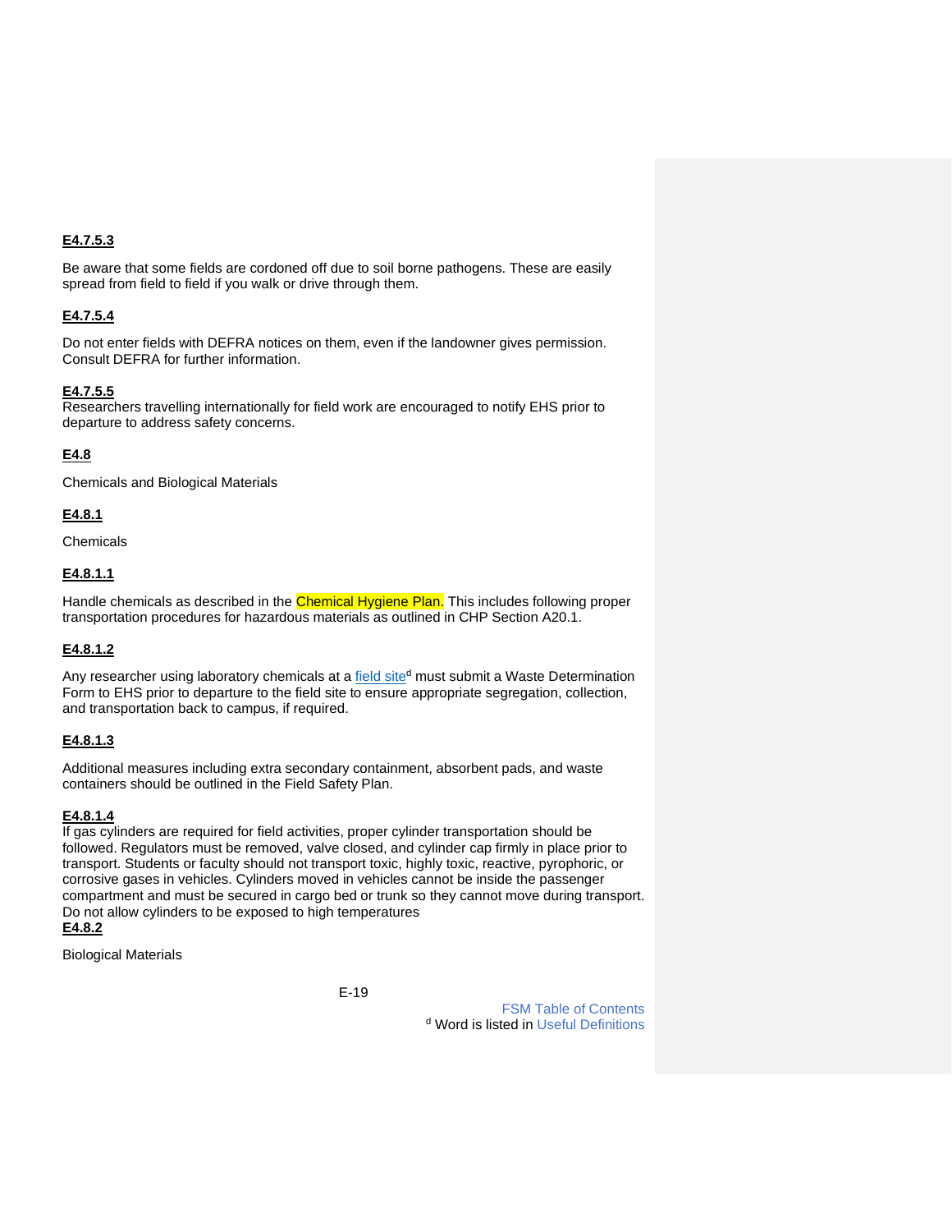**E4.7.5.3**

Be aware that some fields are cordoned off due to soil borne pathogens. These are easily spread from field to field if you walk or drive through them.

**E4.7.5.4**

Do not enter fields with DEFRA notices on them, even if the landowner gives permission. Consult DEFRA for further information.

**E4.7.5.5**

Researchers travelling internationally for field work are encouraged to notify EHS prior to departure to address safety concerns.

**E4.8**

Chemicals and Biological Materials

**E4.8.1**

Chemicals

**E4.8.1.1**

Handle chemicals as described in the Chemical Hygiene Plan. This includes following proper transportation procedures for hazardous materials as outlined in CHP Section A20.1.

**E4.8.1.2**

Any researcher using laboratory chemicals at a field site[d] must submit a Waste Determination Form to EHS prior to departure to the field site to ensure appropriate segregation, collection, and transportation back to campus, if required.

**E4.8.1.3**

Additional measures including extra secondary containment, absorbent pads, and waste containers should be outlined in the Field Safety Plan.

**E4.8.1.4**

If gas cylinders are required for field activities, proper cylinder transportation should be followed. Regulators must be removed, valve closed, and cylinder cap firmly in place prior to transport. Students or faculty should not transport toxic, highly toxic, reactive, pyrophoric, or corrosive gases in vehicles. Cylinders moved in vehicles cannot be inside the passenger compartment and must be secured in cargo bed or trunk so they cannot move during transport. Do not allow cylinders to be exposed to high temperatures

**E4.8.2**

Biological Materials

[d] Word is listed in Useful Definitions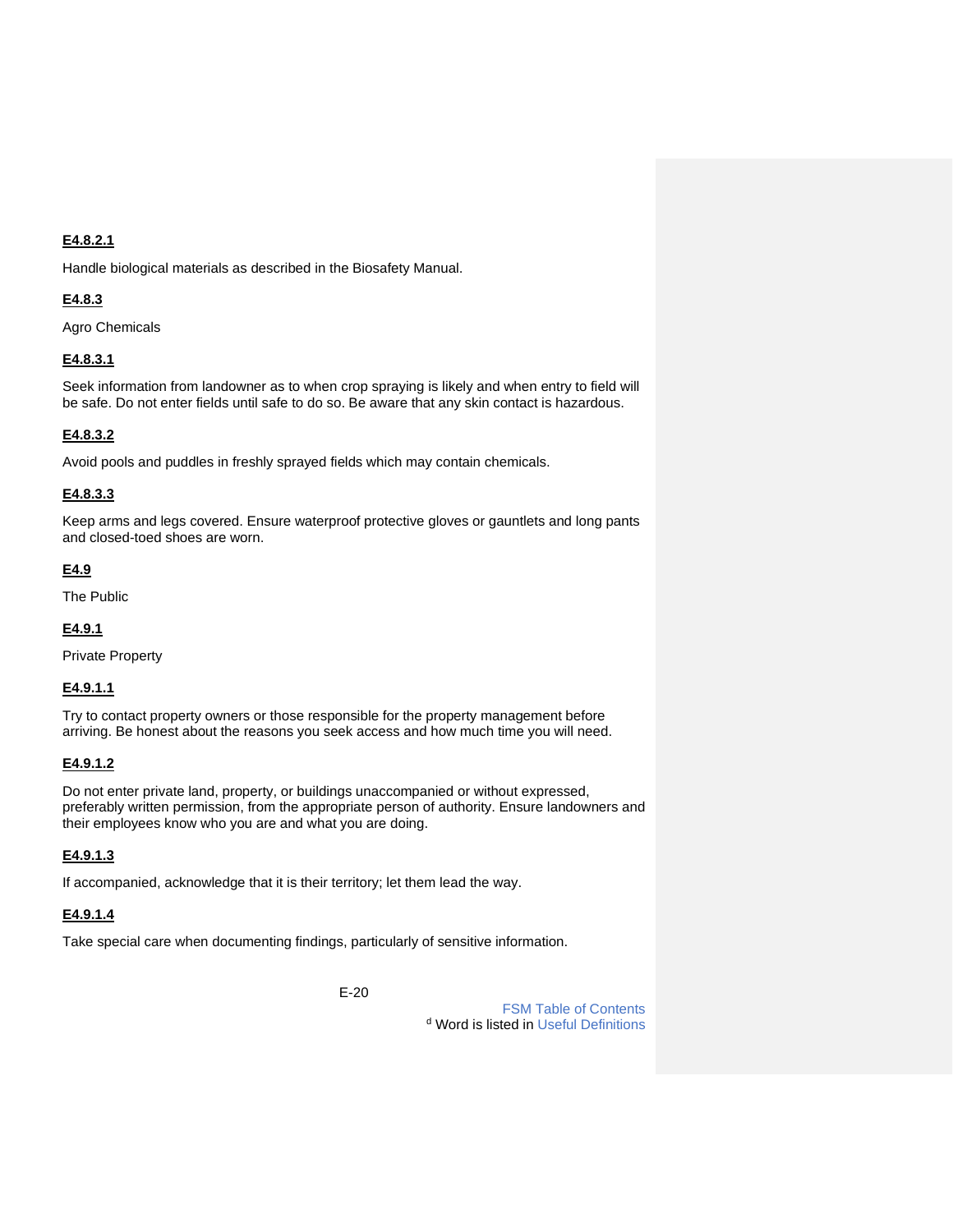**E4.8.2.1**

Handle biological materials as described in the Biosafety Manual.

**E4.8.3**

Agro Chemicals

**E4.8.3.1**

Seek information from landowner as to when crop spraying is likely and when entry to field will be safe. Do not enter fields until safe to do so. Be aware that any skin contact is hazardous.

**E4.8.3.2**

Avoid pools and puddles in freshly sprayed fields which may contain chemicals.

**E4.8.3.3**

Keep arms and legs covered. Ensure waterproof protective gloves or gauntlets and long pants and closed-toed shoes are worn.

**E4.9**

The Public

**E4.9.1**

Private Property

**E4.9.1.1**

Try to contact property owners or those responsible for the property management before arriving. Be honest about the reasons you seek access and how much time you will need.

**E4.9.1.2**

Do not enter private land, property, or buildings unaccompanied or without expressed, preferably written permission, from the appropriate person of authority. Ensure landowners and their employees know who you are and what you are doing.

**E4.9.1.3**

If accompanied, acknowledge that it is their territory; let them lead the way.

**E4.9.1.4**

Take special care when documenting findings, particularly of sensitive information.

FSM Table of Contents
[d] Word is listed in Useful Definitions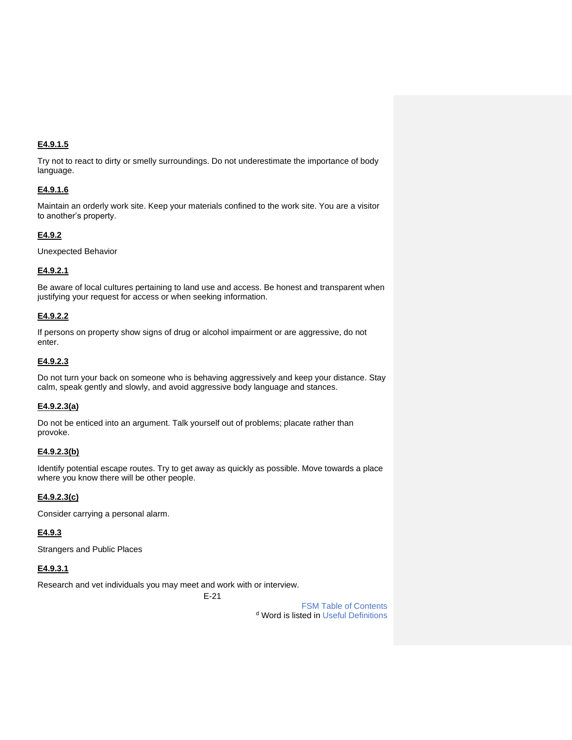**E4.9.1.5**

Try not to react to dirty or smelly surroundings. Do not underestimate the importance of body language.

**E4.9.1.6**

Maintain an orderly work site. Keep your materials confined to the work site. You are a visitor to another's property.

**E4.9.2**

Unexpected Behavior

**E4.9.2.1**

Be aware of local cultures pertaining to land use and access. Be honest and transparent when justifying your request for access or when seeking information.

**E4.9.2.2**

If persons on property show signs of drug or alcohol impairment or are aggressive, do not enter.

**E4.9.2.3**

Do not turn your back on someone who is behaving aggressively and keep your distance. Stay calm, speak gently and slowly, and avoid aggressive body language and stances.

**E4.9.2.3(a)**

Do not be enticed into an argument. Talk yourself out of problems; placate rather than provoke.

**E4.9.2.3(b)**

Identify potential escape routes. Try to get away as quickly as possible. Move towards a place where you know there will be other people.

**E4.9.2.3(c)**

Consider carrying a personal alarm.

**E4.9.3**

Strangers and Public Places

**E4.9.3.1**

Research and vet individuals you may meet and work with or interview.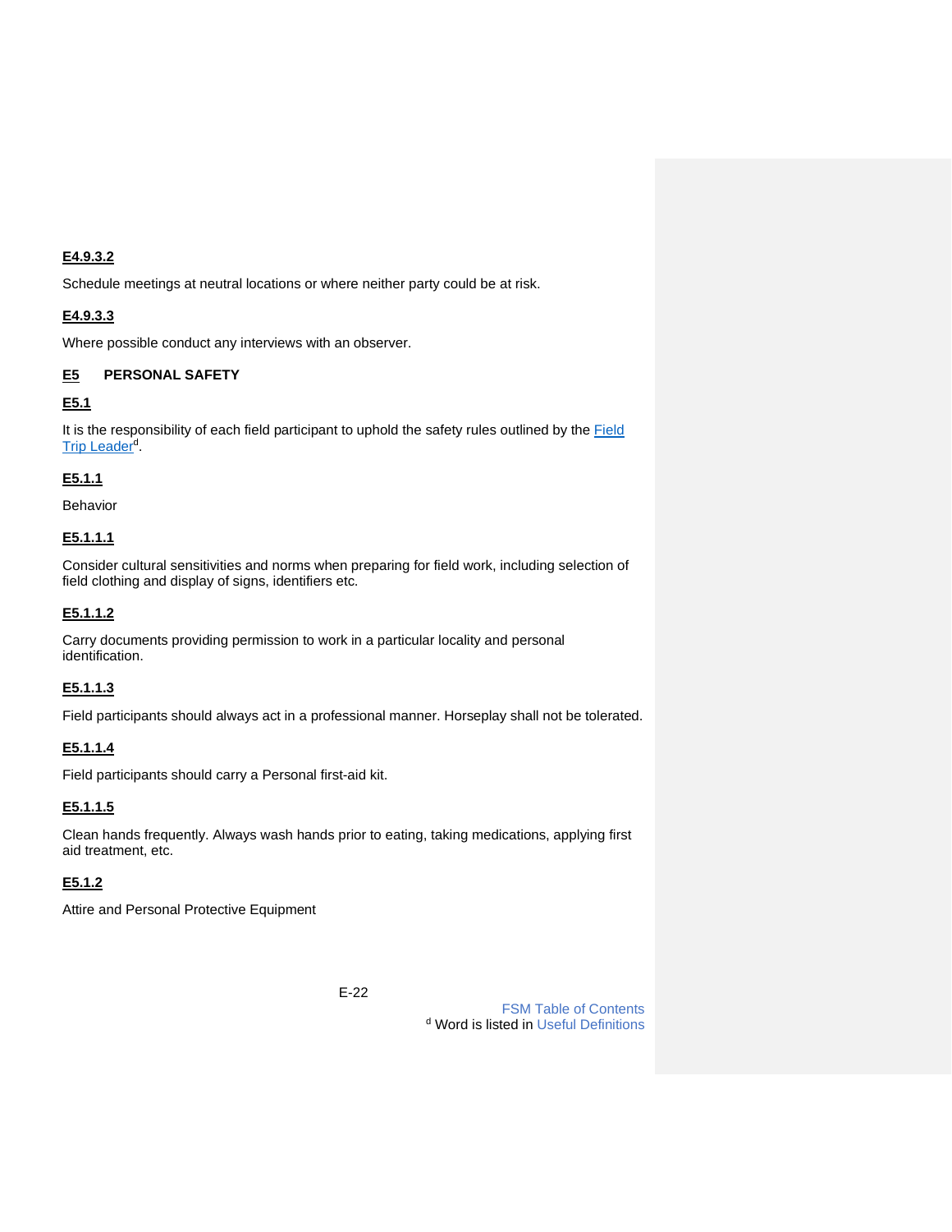**E4.9.3.2**

Schedule meetings at neutral locations or where neither party could be at risk.

**E4.9.3.3**

Where possible conduct any interviews with an observer.

## E5 PERSONAL SAFETY

**E5.1**

It is the responsibility of each field participant to uphold the safety rules outlined by the Field Trip Leader[d].

**E5.1.1**

Behavior

**E5.1.1.1**

Consider cultural sensitivities and norms when preparing for field work, including selection of field clothing and display of signs, identifiers etc.

**E5.1.1.2**

Carry documents providing permission to work in a particular locality and personal identification.

**E5.1.1.3**

Field participants should always act in a professional manner. Horseplay shall not be tolerated.

**E5.1.1.4**

Field participants should carry a Personal first-aid kit.

**E5.1.1.5**

Clean hands frequently. Always wash hands prior to eating, taking medications, applying first aid treatment, etc.

**E5.1.2**

Attire and Personal Protective Equipment

FSM Table of Contents

[d] Word is listed in Useful Definitions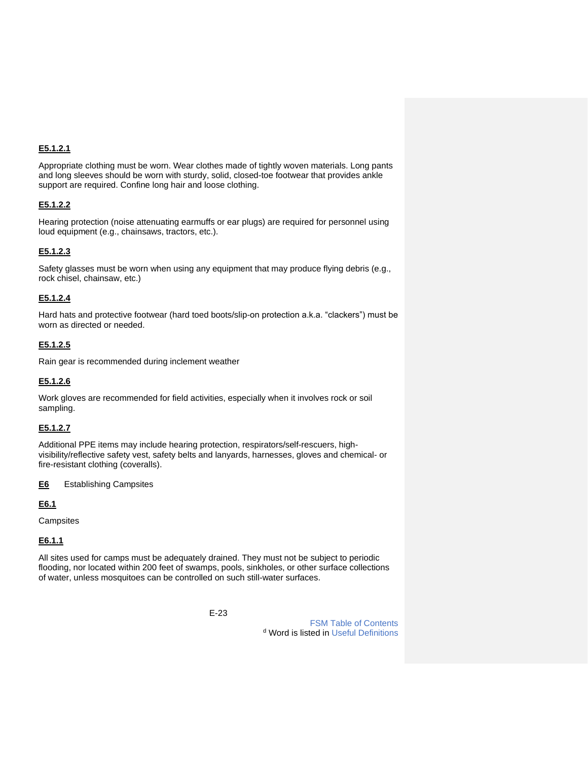**E5.1.2.1**

Appropriate clothing must be worn. Wear clothes made of tightly woven materials. Long pants and long sleeves should be worn with sturdy, solid, closed-toe footwear that provides ankle support are required. Confine long hair and loose clothing.

**E5.1.2.2**

Hearing protection (noise attenuating earmuffs or ear plugs) are required for personnel using loud equipment (e.g., chainsaws, tractors, etc.).

**E5.1.2.3**

Safety glasses must be worn when using any equipment that may produce flying debris (e.g., rock chisel, chainsaw, etc.)

**E5.1.2.4**

Hard hats and protective footwear (hard toed boots/slip-on protection a.k.a. "clackers") must be worn as directed or needed.

**E5.1.2.5**

Rain gear is recommended during inclement weather

**E5.1.2.6**

Work gloves are recommended for field activities, especially when it involves rock or soil sampling.

**E5.1.2.7**

Additional PPE items may include hearing protection, respirators/self-rescuers, high-visibility/reflective safety vest, safety belts and lanyards, harnesses, gloves and chemical- or fire-resistant clothing (coveralls).

**E6** Establishing Campsites

**E6.1**

Campsites

**E6.1.1**

All sites used for camps must be adequately drained. They must not be subject to periodic flooding, nor located within 200 feet of swamps, pools, sinkholes, or other surface collections of water, unless mosquitoes can be controlled on such still-water surfaces.

FSM Table of Contents
[d] Word is listed in Useful Definitions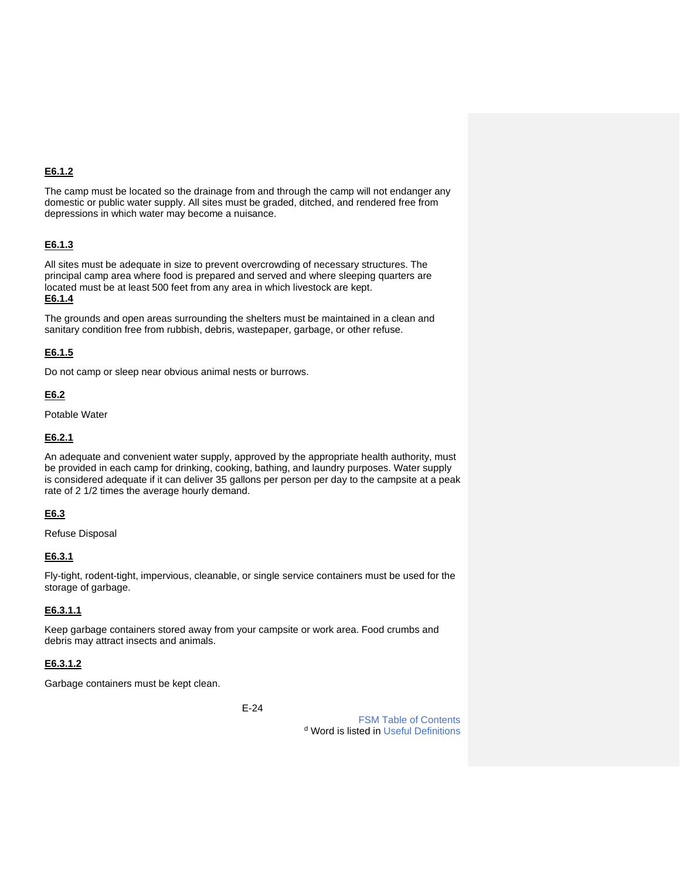**E6.1.2**

The camp must be located so the drainage from and through the camp will not endanger any domestic or public water supply. All sites must be graded, ditched, and rendered free from depressions in which water may become a nuisance.

**E6.1.3**

All sites must be adequate in size to prevent overcrowding of necessary structures. The principal camp area where food is prepared and served and where sleeping quarters are located must be at least 500 feet from any area in which livestock are kept.

**E6.1.4**

The grounds and open areas surrounding the shelters must be maintained in a clean and sanitary condition free from rubbish, debris, wastepaper, garbage, or other refuse.

**E6.1.5**

Do not camp or sleep near obvious animal nests or burrows.

**E6.2**

Potable Water

**E6.2.1**

An adequate and convenient water supply, approved by the appropriate health authority, must be provided in each camp for drinking, cooking, bathing, and laundry purposes. Water supply is considered adequate if it can deliver 35 gallons per person per day to the campsite at a peak rate of 2 1/2 times the average hourly demand.

**E6.3**

Refuse Disposal

**E6.3.1**

Fly-tight, rodent-tight, impervious, cleanable, or single service containers must be used for the storage of garbage.

**E6.3.1.1**

Keep garbage containers stored away from your campsite or work area. Food crumbs and debris may attract insects and animals.

**E6.3.1.2**

Garbage containers must be kept clean.

FSM Table of Contents
[d] Word is listed in Useful Definitions